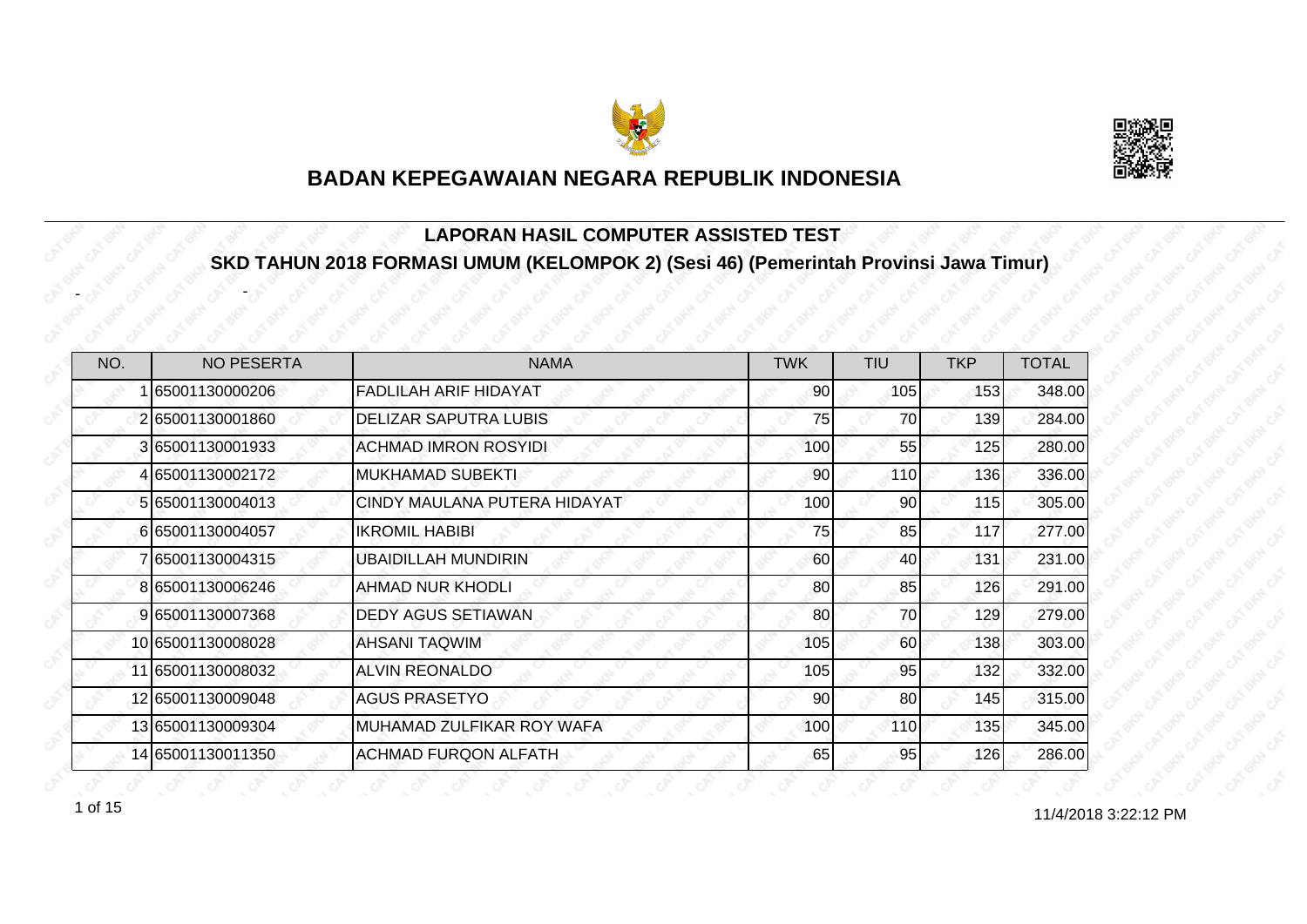# BADAN KEPEGAWAIAN NEGARA REPUBLIK INDONESIA

## LAPORAN HASIL COMPUTER ASSISTED TEST

## SKD TAHUN 2018 FORMASI UMUM (KELOMPOK 2) (Sesi 46) (Pemerintah Provinsi Jawa Timur)

- -

| NO. | NO PESERTA | NAMA | TWK | TIU | TKP | TOTAL |
|---|---|---|---|---|---|---|
| 1 | 65001130000206 | FADLILAH ARIF HIDAYAT | 90 | 105 | 153 | 348.00 |
| 2 | 65001130001860 | DELIZAR SAPUTRA LUBIS | 75 | 70 | 139 | 284.00 |
| 3 | 65001130001933 | ACHMAD IMRON ROSYIDI | 100 | 55 | 125 | 280.00 |
| 4 | 65001130002172 | MUKHAMAD SUBEKTI | 90 | 110 | 136 | 336.00 |
| 5 | 65001130004013 | CINDY MAULANA PUTERA HIDAYAT | 100 | 90 | 115 | 305.00 |
| 6 | 65001130004057 | IKROMIL HABIBI | 75 | 85 | 117 | 277.00 |
| 7 | 65001130004315 | UBAIDILLAH MUNDIRIN | 60 | 40 | 131 | 231.00 |
| 8 | 65001130006246 | AHMAD NUR KHODLI | 80 | 85 | 126 | 291.00 |
| 9 | 65001130007368 | DEDY AGUS SETIAWAN | 80 | 70 | 129 | 279.00 |
| 10 | 65001130008028 | AHSANI TAQWIM | 105 | 60 | 138 | 303.00 |
| 11 | 65001130008032 | ALVIN REONALDO | 105 | 95 | 132 | 332.00 |
| 12 | 65001130009048 | AGUS PRASETYO | 90 | 80 | 145 | 315.00 |
| 13 | 65001130009304 | MUHAMAD ZULFIKAR ROY WAFA | 100 | 110 | 135 | 345.00 |
| 14 | 65001130011350 | ACHMAD FURQON ALFATH | 65 | 95 | 126 | 286.00 |

11/4/2018 3:22:12 PM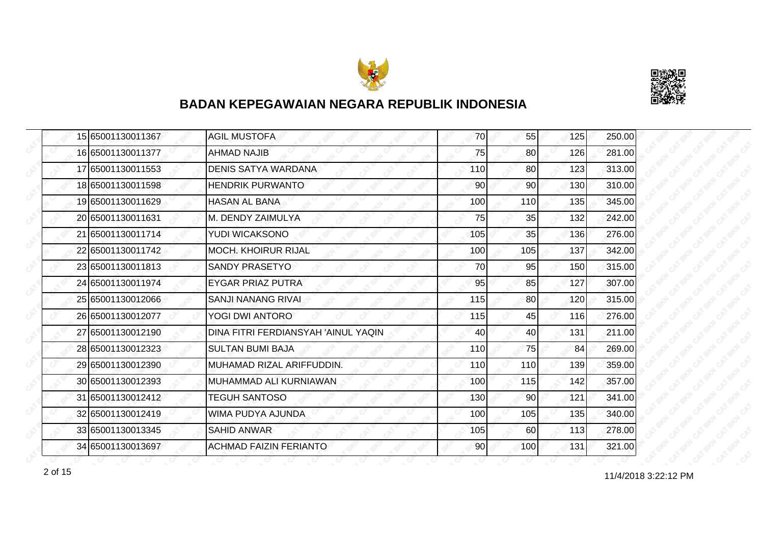# BADAN KEPEGAWAIAN NEGARA REPUBLIK INDONESIA

| | | | | | | |
|---|---|---|---|---|---|---|
| 15 | 65001130011367 | AGIL MUSTOFA | 70 | 55 | 125 | 250.00 |
| 16 | 65001130011377 | AHMAD NAJIB | 75 | 80 | 126 | 281.00 |
| 17 | 65001130011553 | DENIS SATYA WARDANA | 110 | 80 | 123 | 313.00 |
| 18 | 65001130011598 | HENDRIK PURWANTO | 90 | 90 | 130 | 310.00 |
| 19 | 65001130011629 | HASAN AL BANA | 100 | 110 | 135 | 345.00 |
| 20 | 65001130011631 | M. DENDY ZAIMULYA | 75 | 35 | 132 | 242.00 |
| 21 | 65001130011714 | YUDI WICAKSONO | 105 | 35 | 136 | 276.00 |
| 22 | 65001130011742 | MOCH. KHOIRUR RIJAL | 100 | 105 | 137 | 342.00 |
| 23 | 65001130011813 | SANDY PRASETYO | 70 | 95 | 150 | 315.00 |
| 24 | 65001130011974 | EYGAR PRIAZ PUTRA | 95 | 85 | 127 | 307.00 |
| 25 | 65001130012066 | SANJI NANANG RIVAI | 115 | 80 | 120 | 315.00 |
| 26 | 65001130012077 | YOGI DWI ANTORO | 115 | 45 | 116 | 276.00 |
| 27 | 65001130012190 | DINA FITRI FERDIANSYAH 'AINUL YAQIN | 40 | 40 | 131 | 211.00 |
| 28 | 65001130012323 | SULTAN BUMI BAJA | 110 | 75 | 84 | 269.00 |
| 29 | 65001130012390 | MUHAMAD RIZAL ARIFFUDDIN. | 110 | 110 | 139 | 359.00 |
| 30 | 65001130012393 | MUHAMMAD ALI KURNIAWAN | 100 | 115 | 142 | 357.00 |
| 31 | 65001130012412 | TEGUH SANTOSO | 130 | 90 | 121 | 341.00 |
| 32 | 65001130012419 | WIMA PUDYA AJUNDA | 100 | 105 | 135 | 340.00 |
| 33 | 65001130013345 | SAHID ANWAR | 105 | 60 | 113 | 278.00 |
| 34 | 65001130013697 | ACHMAD FAIZIN FERIANTO | 90 | 100 | 131 | 321.00 |

11/4/2018 3:22:12 PM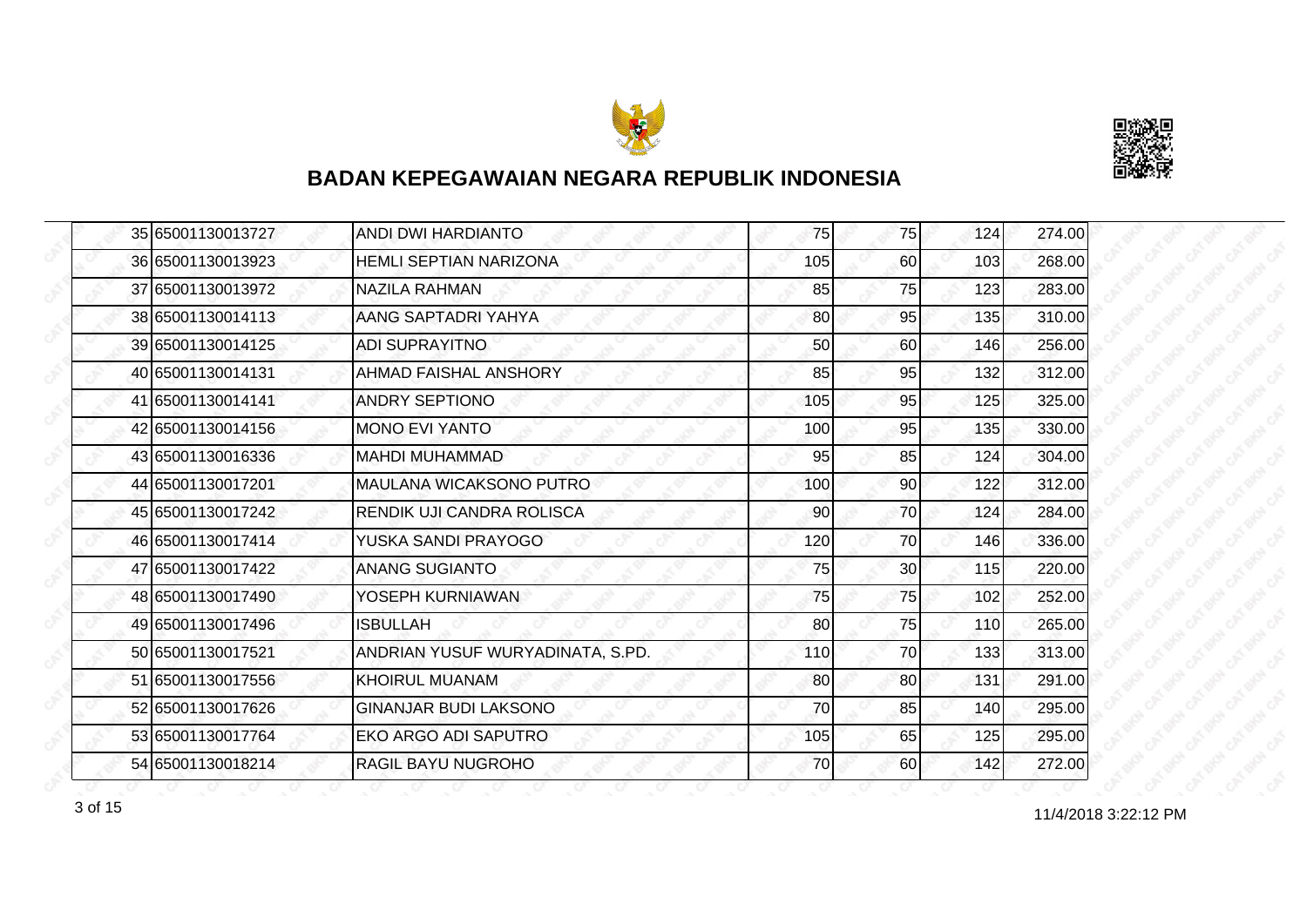## BADAN KEPEGAWAIAN NEGARA REPUBLIK INDONESIA

| | | | | | | |
|---|---|---|---|---|---|---|
| 35 | 65001130013727 | ANDI DWI HARDIANTO | 75 | 75 | 124 | 274.00 |
| 36 | 65001130013923 | HEMLI SEPTIAN NARIZONA | 105 | 60 | 103 | 268.00 |
| 37 | 65001130013972 | NAZILA RAHMAN | 85 | 75 | 123 | 283.00 |
| 38 | 65001130014113 | AANG SAPTADRI YAHYA | 80 | 95 | 135 | 310.00 |
| 39 | 65001130014125 | ADI SUPRAYITNO | 50 | 60 | 146 | 256.00 |
| 40 | 65001130014131 | AHMAD FAISHAL ANSHORY | 85 | 95 | 132 | 312.00 |
| 41 | 65001130014141 | ANDRY SEPTIONO | 105 | 95 | 125 | 325.00 |
| 42 | 65001130014156 | MONO EVI YANTO | 100 | 95 | 135 | 330.00 |
| 43 | 65001130016336 | MAHDI MUHAMMAD | 95 | 85 | 124 | 304.00 |
| 44 | 65001130017201 | MAULANA WICAKSONO PUTRO | 100 | 90 | 122 | 312.00 |
| 45 | 65001130017242 | RENDIK UJI CANDRA ROLISCA | 90 | 70 | 124 | 284.00 |
| 46 | 65001130017414 | YUSKA SANDI PRAYOGO | 120 | 70 | 146 | 336.00 |
| 47 | 65001130017422 | ANANG SUGIANTO | 75 | 30 | 115 | 220.00 |
| 48 | 65001130017490 | YOSEPH KURNIAWAN | 75 | 75 | 102 | 252.00 |
| 49 | 65001130017496 | ISBULLAH | 80 | 75 | 110 | 265.00 |
| 50 | 65001130017521 | ANDRIAN YUSUF WURYADINATA, S.PD. | 110 | 70 | 133 | 313.00 |
| 51 | 65001130017556 | KHOIRUL MUANAM | 80 | 80 | 131 | 291.00 |
| 52 | 65001130017626 | GINANJAR BUDI LAKSONO | 70 | 85 | 140 | 295.00 |
| 53 | 65001130017764 | EKO ARGO ADI SAPUTRO | 105 | 65 | 125 | 295.00 |
| 54 | 65001130018214 | RAGIL BAYU NUGROHO | 70 | 60 | 142 | 272.00 |

11/4/2018 3:22:12 PM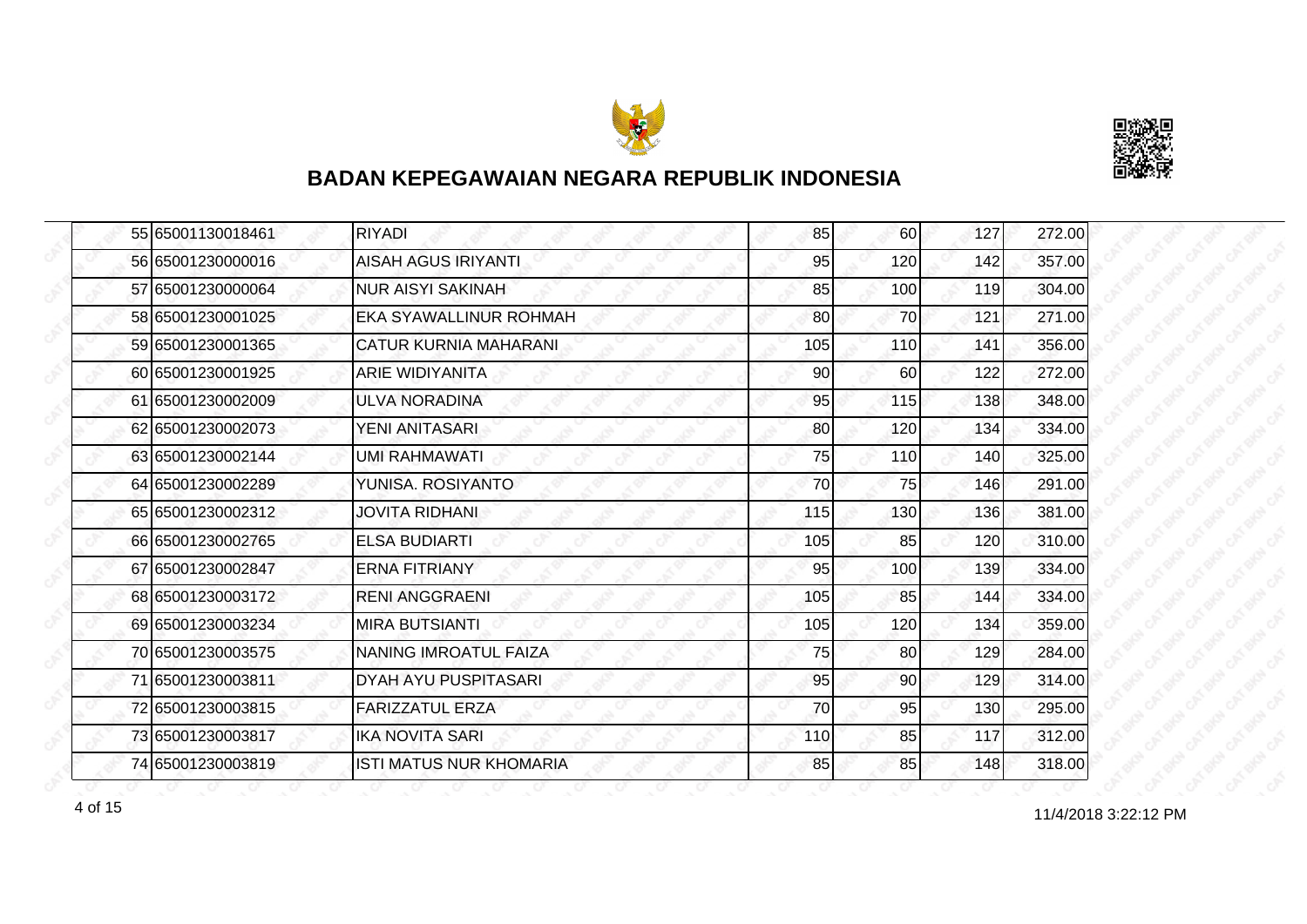## BADAN KEPEGAWAIAN NEGARA REPUBLIK INDONESIA

| | | | | | | |
|---|---|---|---|---|---|---|
| 55 | 65001130018461 | RIYADI | 85 | 60 | 127 | 272.00 |
| 56 | 65001230000016 | AISAH AGUS IRIYANTI | 95 | 120 | 142 | 357.00 |
| 57 | 65001230000064 | NUR AISYI SAKINAH | 85 | 100 | 119 | 304.00 |
| 58 | 65001230001025 | EKA SYAWALLINUR ROHMAH | 80 | 70 | 121 | 271.00 |
| 59 | 65001230001365 | CATUR KURNIA MAHARANI | 105 | 110 | 141 | 356.00 |
| 60 | 65001230001925 | ARIE WIDIYANITA | 90 | 60 | 122 | 272.00 |
| 61 | 65001230002009 | ULVA NORADINA | 95 | 115 | 138 | 348.00 |
| 62 | 65001230002073 | YENI ANITASARI | 80 | 120 | 134 | 334.00 |
| 63 | 65001230002144 | UMI RAHMAWATI | 75 | 110 | 140 | 325.00 |
| 64 | 65001230002289 | YUNISA. ROSIYANTO | 70 | 75 | 146 | 291.00 |
| 65 | 65001230002312 | JOVITA RIDHANI | 115 | 130 | 136 | 381.00 |
| 66 | 65001230002765 | ELSA BUDIARTI | 105 | 85 | 120 | 310.00 |
| 67 | 65001230002847 | ERNA FITRIANY | 95 | 100 | 139 | 334.00 |
| 68 | 65001230003172 | RENI ANGGRAENI | 105 | 85 | 144 | 334.00 |
| 69 | 65001230003234 | MIRA BUTSIANTI | 105 | 120 | 134 | 359.00 |
| 70 | 65001230003575 | NANING IMROATUL FAIZA | 75 | 80 | 129 | 284.00 |
| 71 | 65001230003811 | DYAH AYU PUSPITASARI | 95 | 90 | 129 | 314.00 |
| 72 | 65001230003815 | FARIZZATUL ERZA | 70 | 95 | 130 | 295.00 |
| 73 | 65001230003817 | IKA NOVITA SARI | 110 | 85 | 117 | 312.00 |
| 74 | 65001230003819 | ISTI MATUS NUR KHOMARIA | 85 | 85 | 148 | 318.00 |

11/4/2018 3:22:12 PM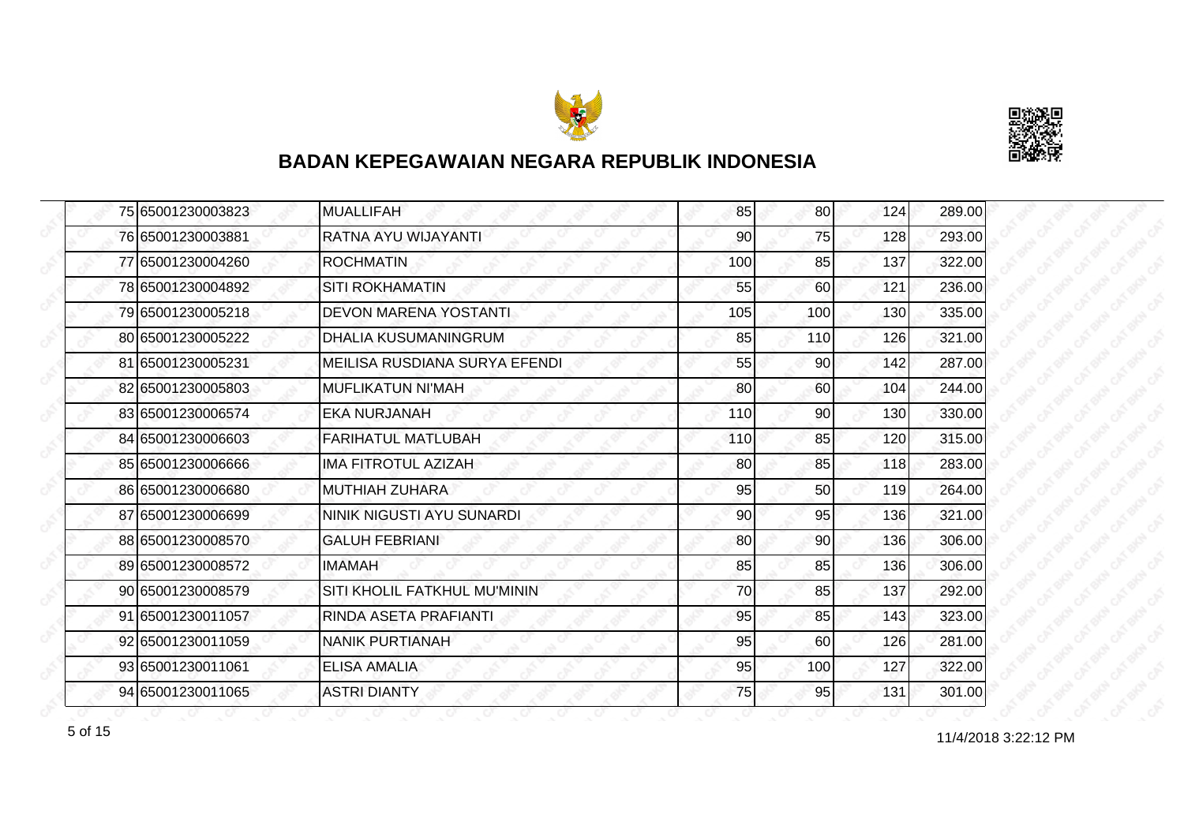## BADAN KEPEGAWAIAN NEGARA REPUBLIK INDONESIA

| | | | | | | |
|---|---|---|---|---|---|---|
| 75 | 65001230003823 | MUALLIFAH | 85 | 80 | 124 | 289.00 |
| 76 | 65001230003881 | RATNA AYU WIJAYANTI | 90 | 75 | 128 | 293.00 |
| 77 | 65001230004260 | ROCHMATIN | 100 | 85 | 137 | 322.00 |
| 78 | 65001230004892 | SITI ROKHAMATIN | 55 | 60 | 121 | 236.00 |
| 79 | 65001230005218 | DEVON MARENA YOSTANTI | 105 | 100 | 130 | 335.00 |
| 80 | 65001230005222 | DHALIA KUSUMANINGRUM | 85 | 110 | 126 | 321.00 |
| 81 | 65001230005231 | MEILISA RUSDIANA SURYA EFENDI | 55 | 90 | 142 | 287.00 |
| 82 | 65001230005803 | MUFLIKATUN NI'MAH | 80 | 60 | 104 | 244.00 |
| 83 | 65001230006574 | EKA NURJANAH | 110 | 90 | 130 | 330.00 |
| 84 | 65001230006603 | FARIHATUL MATLUBAH | 110 | 85 | 120 | 315.00 |
| 85 | 65001230006666 | IMA FITROTUL AZIZAH | 80 | 85 | 118 | 283.00 |
| 86 | 65001230006680 | MUTHIAH ZUHARA | 95 | 50 | 119 | 264.00 |
| 87 | 65001230006699 | NINIK NIGUSTI AYU SUNARDI | 90 | 95 | 136 | 321.00 |
| 88 | 65001230008570 | GALUH FEBRIANI | 80 | 90 | 136 | 306.00 |
| 89 | 65001230008572 | IMAMAH | 85 | 85 | 136 | 306.00 |
| 90 | 65001230008579 | SITI KHOLIL FATKHUL MU'MININ | 70 | 85 | 137 | 292.00 |
| 91 | 65001230011057 | RINDA ASETA PRAFIANTI | 95 | 85 | 143 | 323.00 |
| 92 | 65001230011059 | NANIK PURTIANAH | 95 | 60 | 126 | 281.00 |
| 93 | 65001230011061 | ELISA AMALIA | 95 | 100 | 127 | 322.00 |
| 94 | 65001230011065 | ASTRI DIANTY | 75 | 95 | 131 | 301.00 |

11/4/2018 3:22:12 PM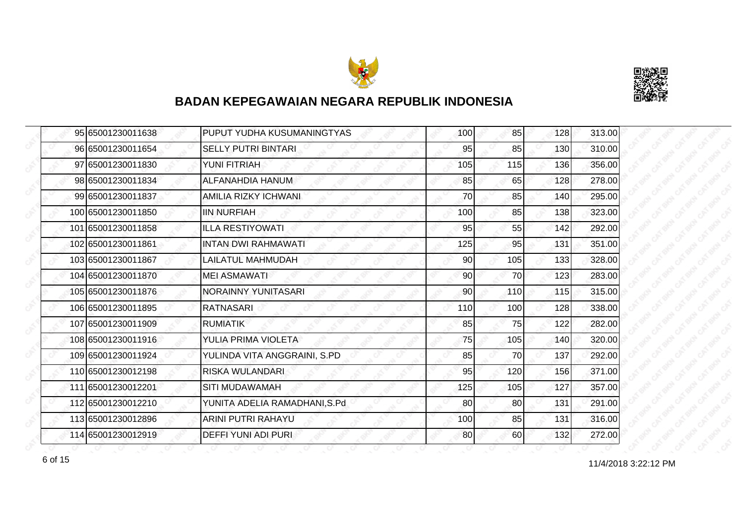## BADAN KEPEGAWAIAN NEGARA REPUBLIK INDONESIA

| | | | | | | |
|---|---|---|---|---|---|---|
| 95 | 65001230011638 | PUPUT YUDHA KUSUMANINGTYAS | 100 | 85 | 128 | 313.00 |
| 96 | 65001230011654 | SELLY PUTRI BINTARI | 95 | 85 | 130 | 310.00 |
| 97 | 65001230011830 | YUNI FITRIAH | 105 | 115 | 136 | 356.00 |
| 98 | 65001230011834 | ALFANAHDIA HANUM | 85 | 65 | 128 | 278.00 |
| 99 | 65001230011837 | AMILIA RIZKY ICHWANI | 70 | 85 | 140 | 295.00 |
| 100 | 65001230011850 | IIN NURFIAH | 100 | 85 | 138 | 323.00 |
| 101 | 65001230011858 | ILLA RESTIYOWATI | 95 | 55 | 142 | 292.00 |
| 102 | 65001230011861 | INTAN DWI RAHMAWATI | 125 | 95 | 131 | 351.00 |
| 103 | 65001230011867 | LAILATUL MAHMUDAH | 90 | 105 | 133 | 328.00 |
| 104 | 65001230011870 | MEI ASMAWATI | 90 | 70 | 123 | 283.00 |
| 105 | 65001230011876 | NORAINNY YUNITASARI | 90 | 110 | 115 | 315.00 |
| 106 | 65001230011895 | RATNASARI | 110 | 100 | 128 | 338.00 |
| 107 | 65001230011909 | RUMIATIK | 85 | 75 | 122 | 282.00 |
| 108 | 65001230011916 | YULIA PRIMA VIOLETA | 75 | 105 | 140 | 320.00 |
| 109 | 65001230011924 | YULINDA VITA ANGGRAINI, S.PD | 85 | 70 | 137 | 292.00 |
| 110 | 65001230012198 | RISKA WULANDARI | 95 | 120 | 156 | 371.00 |
| 111 | 65001230012201 | SITI MUDAWAMAH | 125 | 105 | 127 | 357.00 |
| 112 | 65001230012210 | YUNITA ADELIA RAMADHANI,S.Pd | 80 | 80 | 131 | 291.00 |
| 113 | 65001230012896 | ARINI PUTRI RAHAYU | 100 | 85 | 131 | 316.00 |
| 114 | 65001230012919 | DEFFI YUNI ADI PURI | 80 | 60 | 132 | 272.00 |

11/4/2018 3:22:12 PM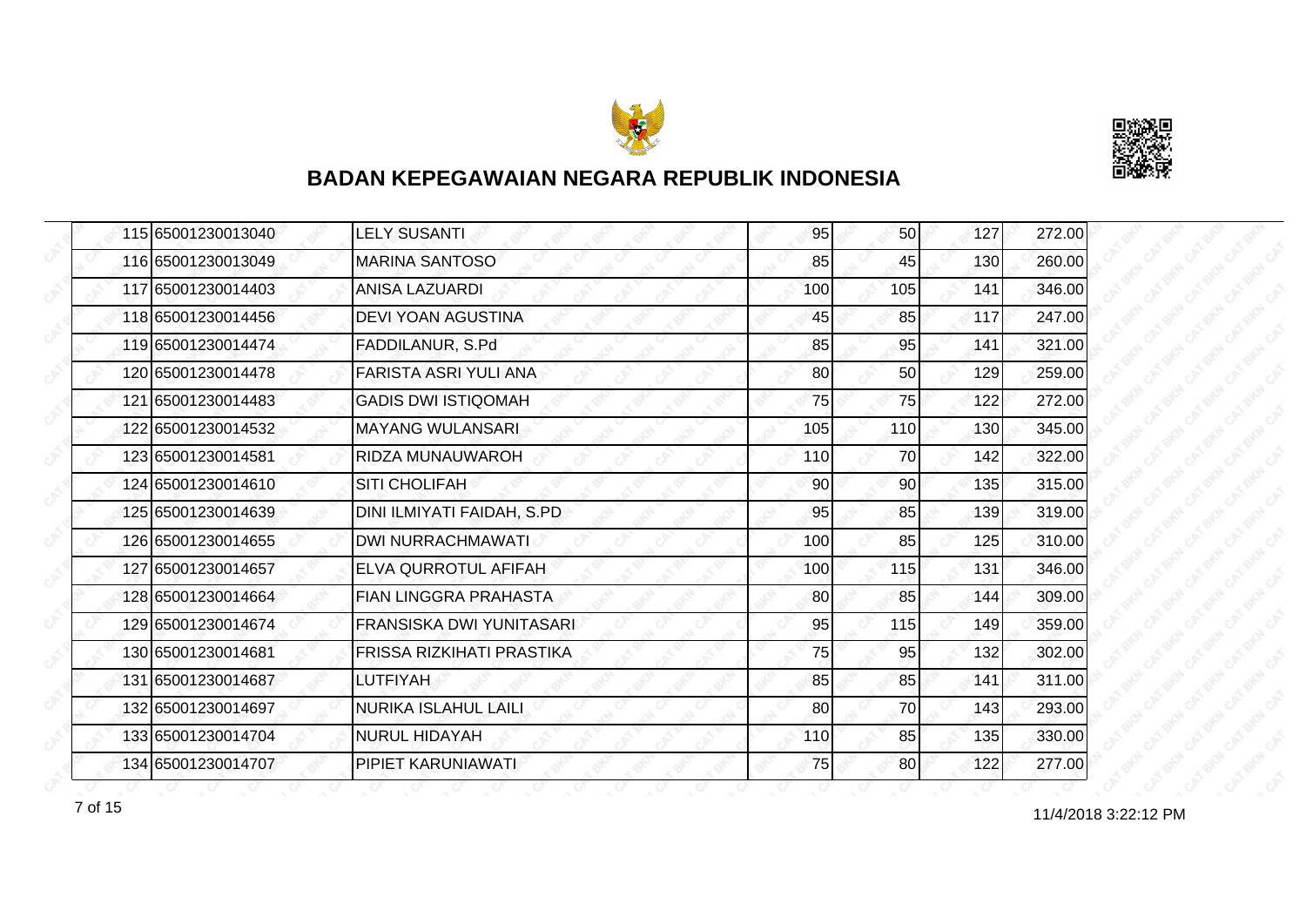## BADAN KEPEGAWAIAN NEGARA REPUBLIK INDONESIA

| | | | | | | |
|---|---|---|---|---|---|---|
| 115 | 65001230013040 | LELY SUSANTI | 95 | 50 | 127 | 272.00 |
| 116 | 65001230013049 | MARINA SANTOSO | 85 | 45 | 130 | 260.00 |
| 117 | 65001230014403 | ANISA LAZUARDI | 100 | 105 | 141 | 346.00 |
| 118 | 65001230014456 | DEVI YOAN AGUSTINA | 45 | 85 | 117 | 247.00 |
| 119 | 65001230014474 | FADDILANUR, S.Pd | 85 | 95 | 141 | 321.00 |
| 120 | 65001230014478 | FARISTA ASRI YULI ANA | 80 | 50 | 129 | 259.00 |
| 121 | 65001230014483 | GADIS DWI ISTIQOMAH | 75 | 75 | 122 | 272.00 |
| 122 | 65001230014532 | MAYANG WULANSARI | 105 | 110 | 130 | 345.00 |
| 123 | 65001230014581 | RIDZA MUNAUWAROH | 110 | 70 | 142 | 322.00 |
| 124 | 65001230014610 | SITI CHOLIFAH | 90 | 90 | 135 | 315.00 |
| 125 | 65001230014639 | DINI ILMIYATI FAIDAH, S.PD | 95 | 85 | 139 | 319.00 |
| 126 | 65001230014655 | DWI NURRACHMAWATI | 100 | 85 | 125 | 310.00 |
| 127 | 65001230014657 | ELVA QURROTUL AFIFAH | 100 | 115 | 131 | 346.00 |
| 128 | 65001230014664 | FIAN LINGGRA PRAHASTA | 80 | 85 | 144 | 309.00 |
| 129 | 65001230014674 | FRANSISKA DWI YUNITASARI | 95 | 115 | 149 | 359.00 |
| 130 | 65001230014681 | FRISSA RIZKIHATI PRASTIKA | 75 | 95 | 132 | 302.00 |
| 131 | 65001230014687 | LUTFIYAH | 85 | 85 | 141 | 311.00 |
| 132 | 65001230014697 | NURIKA ISLAHUL LAILI | 80 | 70 | 143 | 293.00 |
| 133 | 65001230014704 | NURUL HIDAYAH | 110 | 85 | 135 | 330.00 |
| 134 | 65001230014707 | PIPIET KARUNIAWATI | 75 | 80 | 122 | 277.00 |

11/4/2018 3:22:12 PM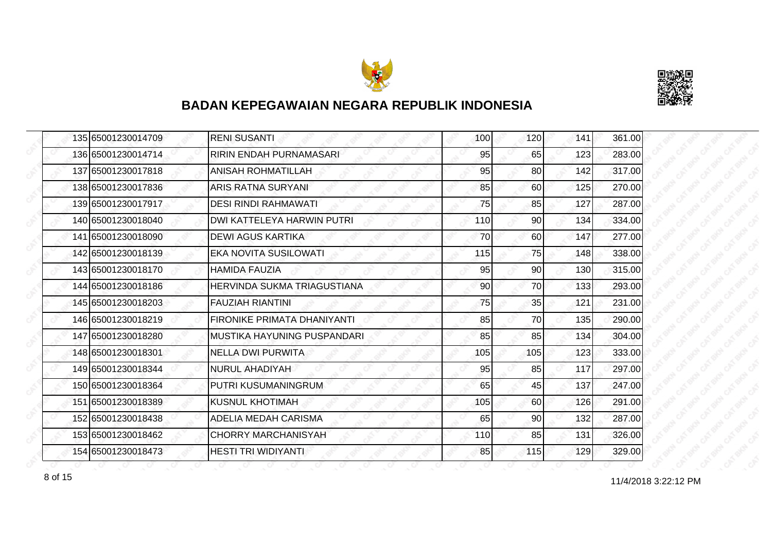## BADAN KEPEGAWAIAN NEGARA REPUBLIK INDONESIA

| | | | | | | |
|---|---|---|---|---|---|---|
| 135 | 65001230014709 | RENI SUSANTI | 100 | 120 | 141 | 361.00 |
| 136 | 65001230014714 | RIRIN ENDAH PURNAMASARI | 95 | 65 | 123 | 283.00 |
| 137 | 65001230017818 | ANISAH ROHMATILLAH | 95 | 80 | 142 | 317.00 |
| 138 | 65001230017836 | ARIS RATNA SURYANI | 85 | 60 | 125 | 270.00 |
| 139 | 65001230017917 | DESI RINDI RAHMAWATI | 75 | 85 | 127 | 287.00 |
| 140 | 65001230018040 | DWI KATTELEYA HARWIN PUTRI | 110 | 90 | 134 | 334.00 |
| 141 | 65001230018090 | DEWI AGUS KARTIKA | 70 | 60 | 147 | 277.00 |
| 142 | 65001230018139 | EKA NOVITA SUSILOWATI | 115 | 75 | 148 | 338.00 |
| 143 | 65001230018170 | HAMIDA FAUZIA | 95 | 90 | 130 | 315.00 |
| 144 | 65001230018186 | HERVINDA SUKMA TRIAGUSTIANA | 90 | 70 | 133 | 293.00 |
| 145 | 65001230018203 | FAUZIAH RIANTINI | 75 | 35 | 121 | 231.00 |
| 146 | 65001230018219 | FIRONIKE PRIMATA DHANIYANTI | 85 | 70 | 135 | 290.00 |
| 147 | 65001230018280 | MUSTIKA HAYUNING PUSPANDARI | 85 | 85 | 134 | 304.00 |
| 148 | 65001230018301 | NELLA DWI PURWITA | 105 | 105 | 123 | 333.00 |
| 149 | 65001230018344 | NURUL AHADIYAH | 95 | 85 | 117 | 297.00 |
| 150 | 65001230018364 | PUTRI KUSUMANINGRUM | 65 | 45 | 137 | 247.00 |
| 151 | 65001230018389 | KUSNUL KHOTIMAH | 105 | 60 | 126 | 291.00 |
| 152 | 65001230018438 | ADELIA MEDAH CARISMA | 65 | 90 | 132 | 287.00 |
| 153 | 65001230018462 | CHORRY MARCHANISYAH | 110 | 85 | 131 | 326.00 |
| 154 | 65001230018473 | HESTI TRI WIDIYANTI | 85 | 115 | 129 | 329.00 |

11/4/2018 3:22:12 PM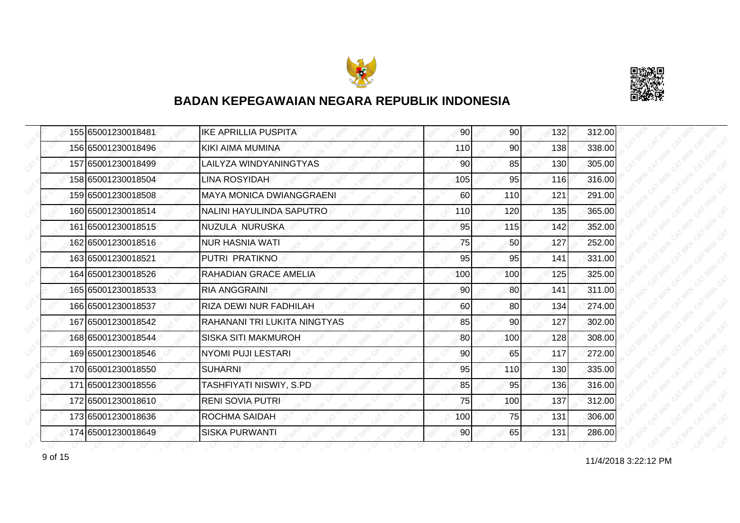# BADAN KEPEGAWAIAN NEGARA REPUBLIK INDONESIA

| | | | | | | |
|---|---|---|---|---|---|---|
| 155 | 65001230018481 | IKE APRILLIA PUSPITA | 90 | 90 | 132 | 312.00 |
| 156 | 65001230018496 | KIKI AIMA MUMINA | 110 | 90 | 138 | 338.00 |
| 157 | 65001230018499 | LAILYZA WINDYANINGTYAS | 90 | 85 | 130 | 305.00 |
| 158 | 65001230018504 | LINA ROSYIDAH | 105 | 95 | 116 | 316.00 |
| 159 | 65001230018508 | MAYA MONICA DWIANGGRAENI | 60 | 110 | 121 | 291.00 |
| 160 | 65001230018514 | NALINI HAYULINDA SAPUTRO | 110 | 120 | 135 | 365.00 |
| 161 | 65001230018515 | NUZULA NURUSKA | 95 | 115 | 142 | 352.00 |
| 162 | 65001230018516 | NUR HASNIA WATI | 75 | 50 | 127 | 252.00 |
| 163 | 65001230018521 | PUTRI PRATIKNO | 95 | 95 | 141 | 331.00 |
| 164 | 65001230018526 | RAHADIAN GRACE AMELIA | 100 | 100 | 125 | 325.00 |
| 165 | 65001230018533 | RIA ANGGRAINI | 90 | 80 | 141 | 311.00 |
| 166 | 65001230018537 | RIZA DEWI NUR FADHILAH | 60 | 80 | 134 | 274.00 |
| 167 | 65001230018542 | RAHANANI TRI LUKITA NINGTYAS | 85 | 90 | 127 | 302.00 |
| 168 | 65001230018544 | SISKA SITI MAKMUROH | 80 | 100 | 128 | 308.00 |
| 169 | 65001230018546 | NYOMI PUJI LESTARI | 90 | 65 | 117 | 272.00 |
| 170 | 65001230018550 | SUHARNI | 95 | 110 | 130 | 335.00 |
| 171 | 65001230018556 | TASHFIYATI NISWIY, S.PD | 85 | 95 | 136 | 316.00 |
| 172 | 65001230018610 | RENI SOVIA PUTRI | 75 | 100 | 137 | 312.00 |
| 173 | 65001230018636 | ROCHMA SAIDAH | 100 | 75 | 131 | 306.00 |
| 174 | 65001230018649 | SISKA PURWANTI | 90 | 65 | 131 | 286.00 |

11/4/2018 3:22:12 PM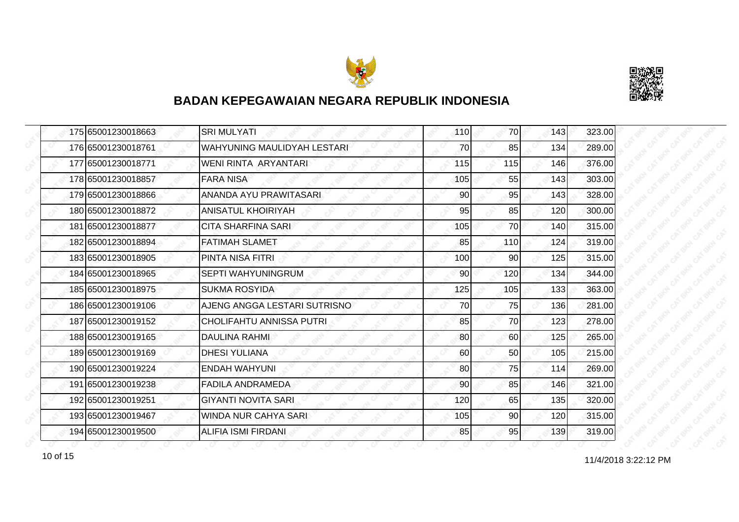# BADAN KEPEGAWAIAN NEGARA REPUBLIK INDONESIA

| | | | | | | |
|---|---|---|---|---|---|---|
| 175 | 65001230018663 | SRI MULYATI | 110 | 70 | 143 | 323.00 |
| 176 | 65001230018761 | WAHYUNING MAULIDYAH LESTARI | 70 | 85 | 134 | 289.00 |
| 177 | 65001230018771 | WENI RINTA ARYANTARI | 115 | 115 | 146 | 376.00 |
| 178 | 65001230018857 | FARA NISA | 105 | 55 | 143 | 303.00 |
| 179 | 65001230018866 | ANANDA AYU PRAWITASARI | 90 | 95 | 143 | 328.00 |
| 180 | 65001230018872 | ANISATUL KHOIRIYAH | 95 | 85 | 120 | 300.00 |
| 181 | 65001230018877 | CITA SHARFINA SARI | 105 | 70 | 140 | 315.00 |
| 182 | 65001230018894 | FATIMAH SLAMET | 85 | 110 | 124 | 319.00 |
| 183 | 65001230018905 | PINTA NISA FITRI | 100 | 90 | 125 | 315.00 |
| 184 | 65001230018965 | SEPTI WAHYUNINGRUM | 90 | 120 | 134 | 344.00 |
| 185 | 65001230018975 | SUKMA ROSYIDA | 125 | 105 | 133 | 363.00 |
| 186 | 65001230019106 | AJENG ANGGA LESTARI SUTRISNO | 70 | 75 | 136 | 281.00 |
| 187 | 65001230019152 | CHOLIFAHTU ANNISSA PUTRI | 85 | 70 | 123 | 278.00 |
| 188 | 65001230019165 | DAULINA RAHMI | 80 | 60 | 125 | 265.00 |
| 189 | 65001230019169 | DHESI YULIANA | 60 | 50 | 105 | 215.00 |
| 190 | 65001230019224 | ENDAH WAHYUNI | 80 | 75 | 114 | 269.00 |
| 191 | 65001230019238 | FADILA ANDRAMEDA | 90 | 85 | 146 | 321.00 |
| 192 | 65001230019251 | GIYANTI NOVITA SARI | 120 | 65 | 135 | 320.00 |
| 193 | 65001230019467 | WINDA NUR CAHYA SARI | 105 | 90 | 120 | 315.00 |
| 194 | 65001230019500 | ALIFIA ISMI FIRDANI | 85 | 95 | 139 | 319.00 |

11/4/2018 3:22:12 PM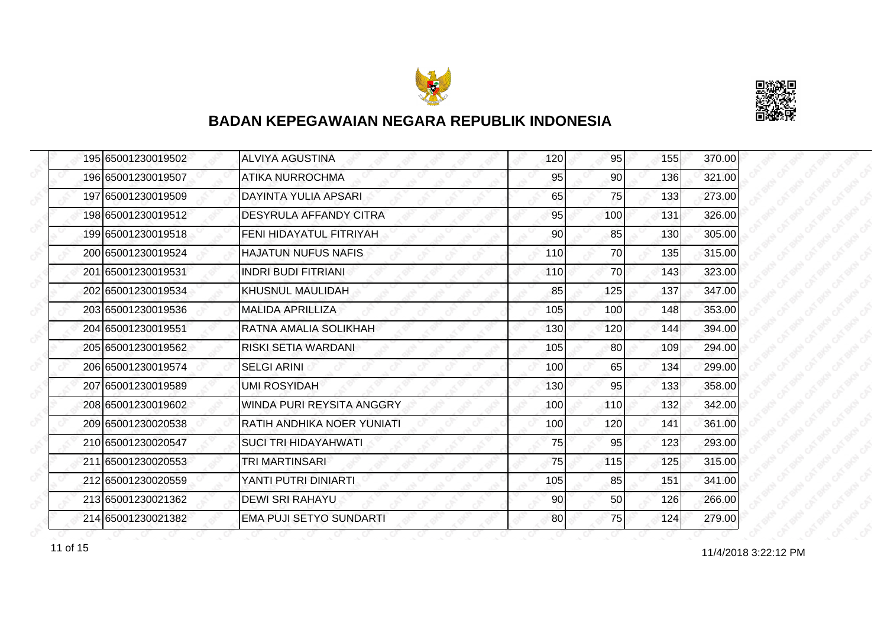# BADAN KEPEGAWAIAN NEGARA REPUBLIK INDONESIA

| | | | | | | |
|---|---|---|---|---|---|---|
| 195 | 65001230019502 | ALVIYA AGUSTINA | 120 | 95 | 155 | 370.00 |
| 196 | 65001230019507 | ATIKA NURROCHMA | 95 | 90 | 136 | 321.00 |
| 197 | 65001230019509 | DAYINTA YULIA APSARI | 65 | 75 | 133 | 273.00 |
| 198 | 65001230019512 | DESYRULA AFFANDY CITRA | 95 | 100 | 131 | 326.00 |
| 199 | 65001230019518 | FENI HIDAYATUL FITRIYAH | 90 | 85 | 130 | 305.00 |
| 200 | 65001230019524 | HAJATUN NUFUS NAFIS | 110 | 70 | 135 | 315.00 |
| 201 | 65001230019531 | INDRI BUDI FITRIANI | 110 | 70 | 143 | 323.00 |
| 202 | 65001230019534 | KHUSNUL MAULIDAH | 85 | 125 | 137 | 347.00 |
| 203 | 65001230019536 | MALIDA APRILLIZA | 105 | 100 | 148 | 353.00 |
| 204 | 65001230019551 | RATNA AMALIA SOLIKHAH | 130 | 120 | 144 | 394.00 |
| 205 | 65001230019562 | RISKI SETIA WARDANI | 105 | 80 | 109 | 294.00 |
| 206 | 65001230019574 | SELGI ARINI | 100 | 65 | 134 | 299.00 |
| 207 | 65001230019589 | UMI ROSYIDAH | 130 | 95 | 133 | 358.00 |
| 208 | 65001230019602 | WINDA PURI REYSITA ANGGRY | 100 | 110 | 132 | 342.00 |
| 209 | 65001230020538 | RATIH ANDHIKA NOER YUNIATI | 100 | 120 | 141 | 361.00 |
| 210 | 65001230020547 | SUCI TRI HIDAYAHWATI | 75 | 95 | 123 | 293.00 |
| 211 | 65001230020553 | TRI MARTINSARI | 75 | 115 | 125 | 315.00 |
| 212 | 65001230020559 | YANTI PUTRI DINIARTI | 105 | 85 | 151 | 341.00 |
| 213 | 65001230021362 | DEWI SRI RAHAYU | 90 | 50 | 126 | 266.00 |
| 214 | 65001230021382 | EMA PUJI SETYO SUNDARTI | 80 | 75 | 124 | 279.00 |

11/4/2018 3:22:12 PM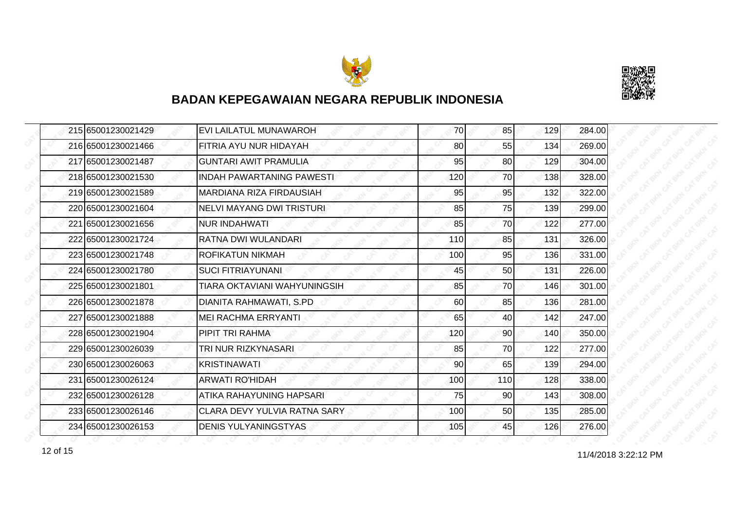## BADAN KEPEGAWAIAN NEGARA REPUBLIK INDONESIA

| | | | | | | |
|---|---|---|---|---|---|---|
| 215 | 65001230021429 | EVI LAILATUL MUNAWAROH | 70 | 85 | 129 | 284.00 |
| 216 | 65001230021466 | FITRIA AYU NUR HIDAYAH | 80 | 55 | 134 | 269.00 |
| 217 | 65001230021487 | GUNTARI AWIT PRAMULIA | 95 | 80 | 129 | 304.00 |
| 218 | 65001230021530 | INDAH PAWARTANING PAWESTI | 120 | 70 | 138 | 328.00 |
| 219 | 65001230021589 | MARDIANA RIZA FIRDAUSIAH | 95 | 95 | 132 | 322.00 |
| 220 | 65001230021604 | NELVI MAYANG DWI TRISTURI | 85 | 75 | 139 | 299.00 |
| 221 | 65001230021656 | NUR INDAHWATI | 85 | 70 | 122 | 277.00 |
| 222 | 65001230021724 | RATNA DWI WULANDARI | 110 | 85 | 131 | 326.00 |
| 223 | 65001230021748 | ROFIKATUN NIKMAH | 100 | 95 | 136 | 331.00 |
| 224 | 65001230021780 | SUCI FITRIAYUNANI | 45 | 50 | 131 | 226.00 |
| 225 | 65001230021801 | TIARA OKTAVIANI WAHYUNINGSIH | 85 | 70 | 146 | 301.00 |
| 226 | 65001230021878 | DIANITA RAHMAWATI, S.PD | 60 | 85 | 136 | 281.00 |
| 227 | 65001230021888 | MEI RACHMA ERRYANTI | 65 | 40 | 142 | 247.00 |
| 228 | 65001230021904 | PIPIT TRI RAHMA | 120 | 90 | 140 | 350.00 |
| 229 | 65001230026039 | TRI NUR RIZKYNASARI | 85 | 70 | 122 | 277.00 |
| 230 | 65001230026063 | KRISTINAWATI | 90 | 65 | 139 | 294.00 |
| 231 | 65001230026124 | ARWATI RO'HIDAH | 100 | 110 | 128 | 338.00 |
| 232 | 65001230026128 | ATIKA RAHAYUNING HAPSARI | 75 | 90 | 143 | 308.00 |
| 233 | 65001230026146 | CLARA DEVY YULVIA RATNA SARY | 100 | 50 | 135 | 285.00 |
| 234 | 65001230026153 | DENIS YULYANINGSTYAS | 105 | 45 | 126 | 276.00 |

11/4/2018 3:22:12 PM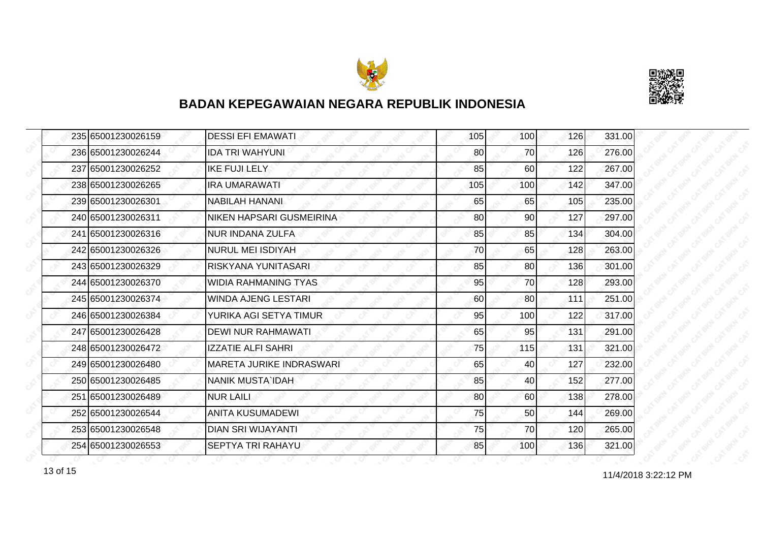# BADAN KEPEGAWAIAN NEGARA REPUBLIK INDONESIA

| | | | | | | |
|---|---|---|---|---|---|---|
| 235 | 65001230026159 | DESSI EFI EMAWATI | 105 | 100 | 126 | 331.00 |
| 236 | 65001230026244 | IDA TRI WAHYUNI | 80 | 70 | 126 | 276.00 |
| 237 | 65001230026252 | IKE FUJI LELY | 85 | 60 | 122 | 267.00 |
| 238 | 65001230026265 | IRA UMARAWATI | 105 | 100 | 142 | 347.00 |
| 239 | 65001230026301 | NABILAH HANANI | 65 | 65 | 105 | 235.00 |
| 240 | 65001230026311 | NIKEN HAPSARI GUSMEIRINA | 80 | 90 | 127 | 297.00 |
| 241 | 65001230026316 | NUR INDANA ZULFA | 85 | 85 | 134 | 304.00 |
| 242 | 65001230026326 | NURUL MEI ISDIYAH | 70 | 65 | 128 | 263.00 |
| 243 | 65001230026329 | RISKYANA YUNITASARI | 85 | 80 | 136 | 301.00 |
| 244 | 65001230026370 | WIDIA RAHMANING TYAS | 95 | 70 | 128 | 293.00 |
| 245 | 65001230026374 | WINDA AJENG LESTARI | 60 | 80 | 111 | 251.00 |
| 246 | 65001230026384 | YURIKA AGI SETYA TIMUR | 95 | 100 | 122 | 317.00 |
| 247 | 65001230026428 | DEWI NUR RAHMAWATI | 65 | 95 | 131 | 291.00 |
| 248 | 65001230026472 | IZZATIE ALFI SAHRI | 75 | 115 | 131 | 321.00 |
| 249 | 65001230026480 | MARETA JURIKE INDRASWARI | 65 | 40 | 127 | 232.00 |
| 250 | 65001230026485 | NANIK MUSTA`IDAH | 85 | 40 | 152 | 277.00 |
| 251 | 65001230026489 | NUR LAILI | 80 | 60 | 138 | 278.00 |
| 252 | 65001230026544 | ANITA KUSUMADEWI | 75 | 50 | 144 | 269.00 |
| 253 | 65001230026548 | DIAN SRI WIJAYANTI | 75 | 70 | 120 | 265.00 |
| 254 | 65001230026553 | SEPTYA TRI RAHAYU | 85 | 100 | 136 | 321.00 |

11/4/2018 3:22:12 PM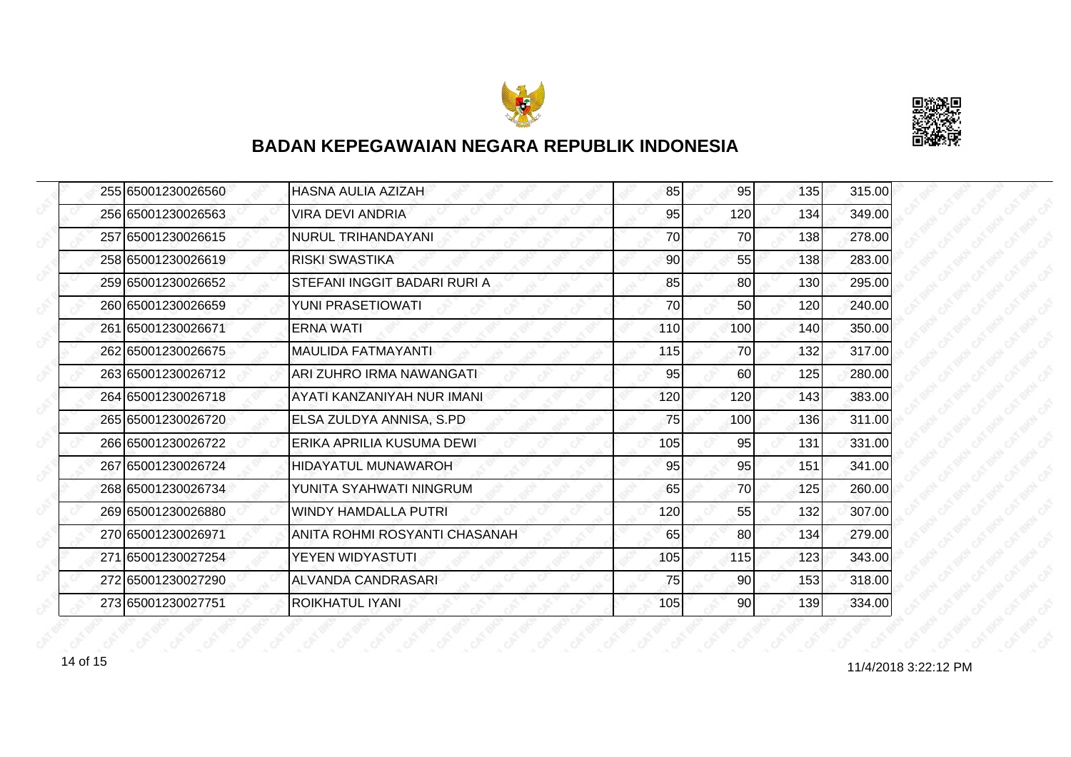# BADAN KEPEGAWAIAN NEGARA REPUBLIK INDONESIA

| | | | | | | |
|---|---|---|---|---|---|---|
| 255 | 65001230026560 | HASNA AULIA AZIZAH | 85 | 95 | 135 | 315.00 |
| 256 | 65001230026563 | VIRA DEVI ANDRIA | 95 | 120 | 134 | 349.00 |
| 257 | 65001230026615 | NURUL TRIHANDAYANI | 70 | 70 | 138 | 278.00 |
| 258 | 65001230026619 | RISKI SWASTIKA | 90 | 55 | 138 | 283.00 |
| 259 | 65001230026652 | STEFANI INGGIT BADARI RURI A | 85 | 80 | 130 | 295.00 |
| 260 | 65001230026659 | YUNI PRASETIOWATI | 70 | 50 | 120 | 240.00 |
| 261 | 65001230026671 | ERNA WATI | 110 | 100 | 140 | 350.00 |
| 262 | 65001230026675 | MAULIDA FATMAYANTI | 115 | 70 | 132 | 317.00 |
| 263 | 65001230026712 | ARI ZUHRO IRMA NAWANGATI | 95 | 60 | 125 | 280.00 |
| 264 | 65001230026718 | AYATI KANZANIYAH NUR IMANI | 120 | 120 | 143 | 383.00 |
| 265 | 65001230026720 | ELSA ZULDYA ANNISA, S.PD | 75 | 100 | 136 | 311.00 |
| 266 | 65001230026722 | ERIKA APRILIA KUSUMA DEWI | 105 | 95 | 131 | 331.00 |
| 267 | 65001230026724 | HIDAYATUL MUNAWAROH | 95 | 95 | 151 | 341.00 |
| 268 | 65001230026734 | YUNITA SYAHWATI NINGRUM | 65 | 70 | 125 | 260.00 |
| 269 | 65001230026880 | WINDY HAMDALLA PUTRI | 120 | 55 | 132 | 307.00 |
| 270 | 65001230026971 | ANITA ROHMI ROSYANTI CHASANAH | 65 | 80 | 134 | 279.00 |
| 271 | 65001230027254 | YEYEN WIDYASTUTI | 105 | 115 | 123 | 343.00 |
| 272 | 65001230027290 | ALVANDA CANDRASARI | 75 | 90 | 153 | 318.00 |
| 273 | 65001230027751 | ROIKHATUL IYANI | 105 | 90 | 139 | 334.00 |

11/4/2018 3:22:12 PM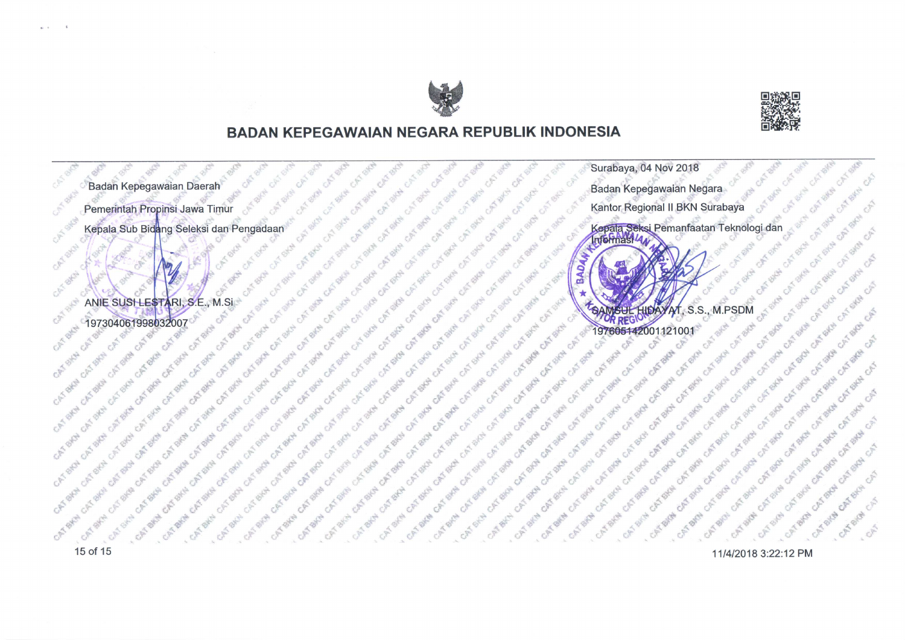## BADAN KEPEGAWAIAN NEGARA REPUBLIK INDONESIA

Badan Kepegawaian Daerah

Pemerintah Propinsi Jawa Timur

Kepala Sub Bidang Seleksi dan Pengadaan

ANIE SUSI LESTARI, S.E., M.Si

197304061998032007

Surabaya, 04 Nov 2018

Badan Kepegawaian Negara

Kantor Regional II BKN Surabaya

Kepala Seksi Pemanfaatan Teknologi dan Informasi

SAMSUL HIDAYAT, S.S., M.PSDM

197605142001121001

11/4/2018 3:22:12 PM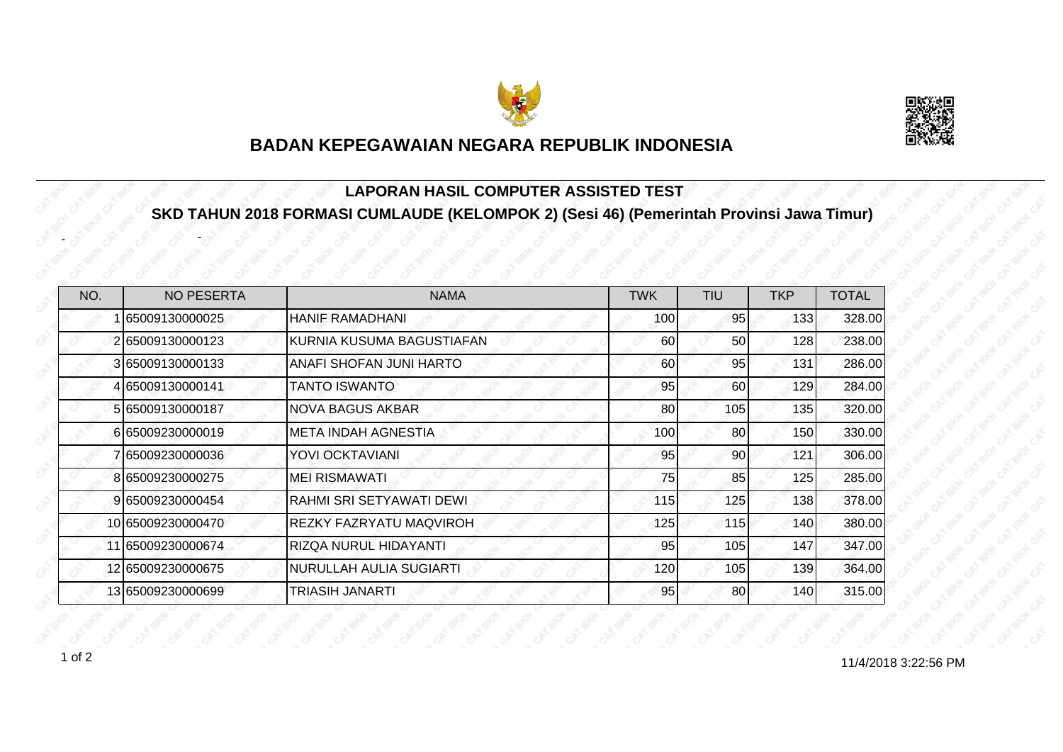# BADAN KEPEGAWAIAN NEGARA REPUBLIK INDONESIA

## LAPORAN HASIL COMPUTER ASSISTED TEST

## SKD TAHUN 2018 FORMASI CUMLAUDE (KELOMPOK 2) (Sesi 46) (Pemerintah Provinsi Jawa Timur)

- -

| NO. | NO PESERTA | NAMA | TWK | TIU | TKP | TOTAL |
|---|---|---|---|---|---|---|
| 1 | 65009130000025 | HANIF RAMADHANI | 100 | 95 | 133 | 328.00 |
| 2 | 65009130000123 | KURNIA KUSUMA BAGUSTIAFAN | 60 | 50 | 128 | 238.00 |
| 3 | 65009130000133 | ANAFI SHOFAN JUNI HARTO | 60 | 95 | 131 | 286.00 |
| 4 | 65009130000141 | TANTO ISWANTO | 95 | 60 | 129 | 284.00 |
| 5 | 65009130000187 | NOVA BAGUS AKBAR | 80 | 105 | 135 | 320.00 |
| 6 | 65009230000019 | META INDAH AGNESTIA | 100 | 80 | 150 | 330.00 |
| 7 | 65009230000036 | YOVI OCKTAVIANI | 95 | 90 | 121 | 306.00 |
| 8 | 65009230000275 | MEI RISMAWATI | 75 | 85 | 125 | 285.00 |
| 9 | 65009230000454 | RAHMI SRI SETYAWATI DEWI | 115 | 125 | 138 | 378.00 |
| 10 | 65009230000470 | REZKY FAZRYATU MAQVIROH | 125 | 115 | 140 | 380.00 |
| 11 | 65009230000674 | RIZQA NURUL HIDAYANTI | 95 | 105 | 147 | 347.00 |
| 12 | 65009230000675 | NURULLAH AULIA SUGIARTI | 120 | 105 | 139 | 364.00 |
| 13 | 65009230000699 | TRIASIH JANARTI | 95 | 80 | 140 | 315.00 |

11/4/2018 3:22:56 PM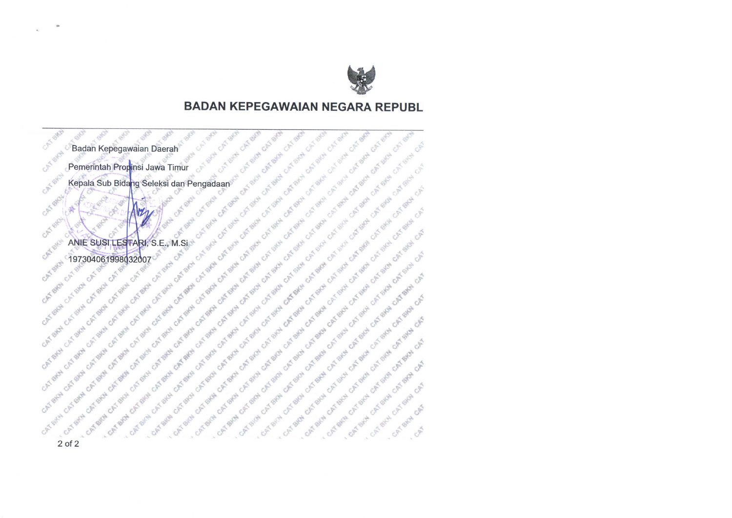# BADAN KEPEGAWAIAN NEGARA REPUBL

Badan Kepegawaian Daerah

Pemerintah Propinsi Jawa Timur

Kepala Sub Bidang Seleksi dan Pengadaan

ANIE SUSI LESTARI, S.E., M.Si

197304061998032007